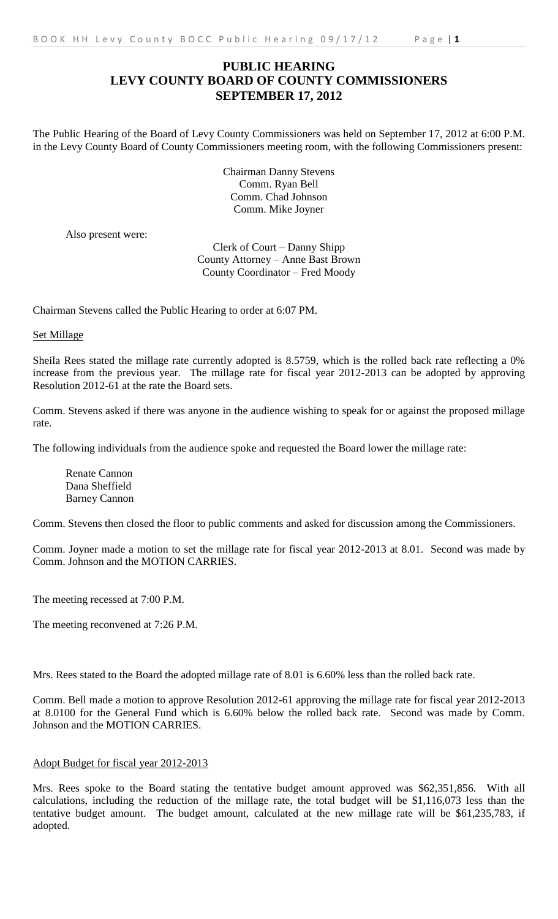# PUBLIC HEARING
# LEVY COUNTY BOARD OF COUNTY COMMISSIONERS
# SEPTEMBER 17, 2012

The Public Hearing of the Board of Levy County Commissioners was held on September 17, 2012 at 6:00 P.M. in the Levy County Board of County Commissioners meeting room, with the following Commissioners present:

Chairman Danny Stevens
Comm. Ryan Bell
Comm. Chad Johnson
Comm. Mike Joyner

Also present were:

Clerk of Court – Danny Shipp
County Attorney – Anne Bast Brown
County Coordinator – Fred Moody

Chairman Stevens called the Public Hearing to order at 6:07 PM.

Set Millage

Sheila Rees stated the millage rate currently adopted is 8.5759, which is the rolled back rate reflecting a 0% increase from the previous year. The millage rate for fiscal year 2012-2013 can be adopted by approving Resolution 2012-61 at the rate the Board sets.

Comm. Stevens asked if there was anyone in the audience wishing to speak for or against the proposed millage rate.

The following individuals from the audience spoke and requested the Board lower the millage rate:

Renate Cannon
Dana Sheffield
Barney Cannon

Comm. Stevens then closed the floor to public comments and asked for discussion among the Commissioners.

Comm. Joyner made a motion to set the millage rate for fiscal year 2012-2013 at 8.01. Second was made by Comm. Johnson and the MOTION CARRIES.

The meeting recessed at 7:00 P.M.

The meeting reconvened at 7:26 P.M.

Mrs. Rees stated to the Board the adopted millage rate of 8.01 is 6.60% less than the rolled back rate.

Comm. Bell made a motion to approve Resolution 2012-61 approving the millage rate for fiscal year 2012-2013 at 8.0100 for the General Fund which is 6.60% below the rolled back rate. Second was made by Comm. Johnson and the MOTION CARRIES.

Adopt Budget for fiscal year 2012-2013

Mrs. Rees spoke to the Board stating the tentative budget amount approved was $62,351,856. With all calculations, including the reduction of the millage rate, the total budget will be $1,116,073 less than the tentative budget amount. The budget amount, calculated at the new millage rate will be $61,235,783, if adopted.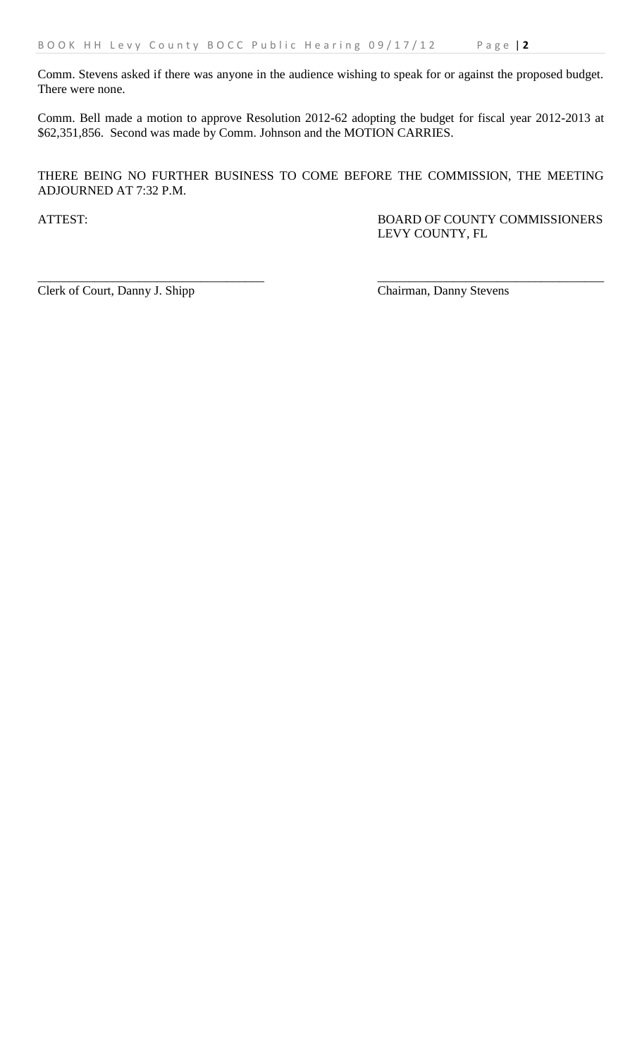Comm. Stevens asked if there was anyone in the audience wishing to speak for or against the proposed budget. There were none.

Comm. Bell made a motion to approve Resolution 2012-62 adopting the budget for fiscal year 2012-2013 at $62,351,856. Second was made by Comm. Johnson and the MOTION CARRIES.

THERE BEING NO FURTHER BUSINESS TO COME BEFORE THE COMMISSION, THE MEETING ADJOURNED AT 7:32 P.M.

ATTEST:

BOARD OF COUNTY COMMISSIONERS
LEVY COUNTY, FL

_____________________________________

Clerk of Court, Danny J. Shipp

_____________________________________

Chairman, Danny Stevens